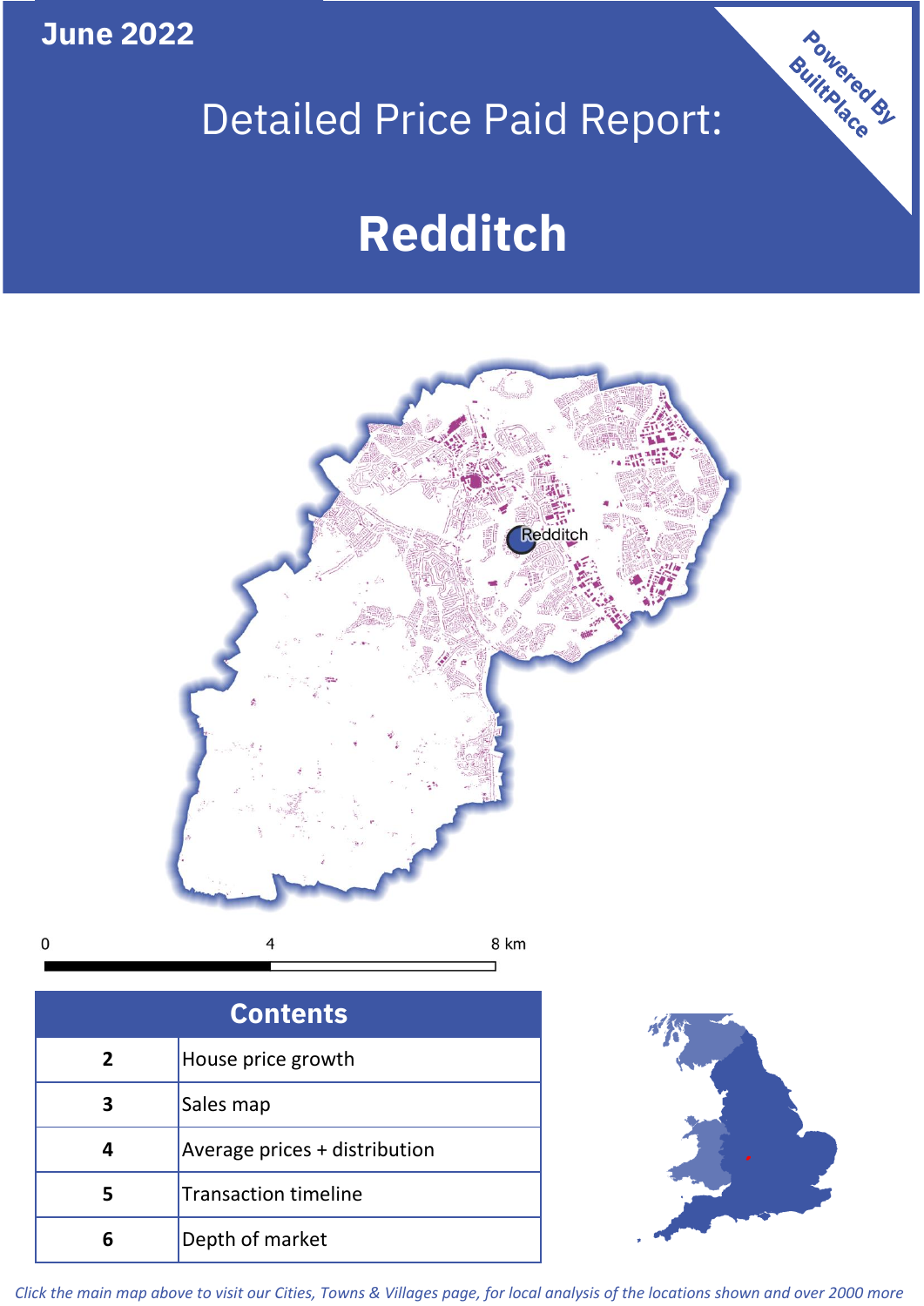June 2022

# Detailed Price Paid Report:

# Redditch

Powered By BuiltPlace

0 4 8 km

| Contents | |
|---|---|
| 2 | House price growth |
| 3 | Sales map |
| 4 | Average prices + distribution |
| 5 | Transaction timeline |
| 6 | Depth of market |

*Click the main map above to visit our Cities, Towns & Villages page, for local analysis of the locations shown and over 2000 more*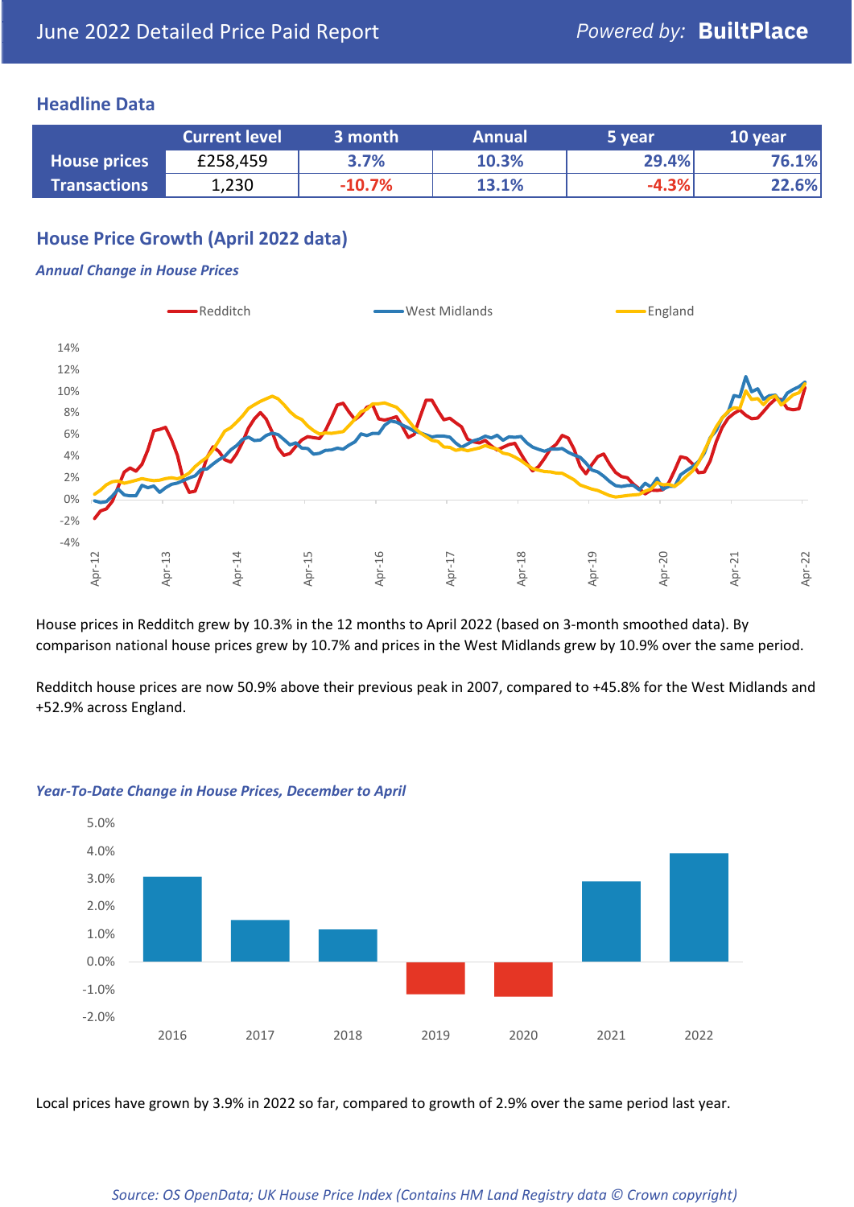June 2022 Detailed Price Paid Report

*Powered by:* **BuiltPlace**

## Headline Data

| | Current level | 3 month | Annual | 5 year | 10 year |
|---|---|---|---|---|---|
| **House prices** | £258,459 | 3.7% | 10.3% | 29.4% | 76.1% |
| **Transactions** | 1,230 | -10.7% | 13.1% | -4.3% | 22.6% |

## House Price Growth (April 2022 data)

### *Annual Change in House Prices*

House prices in Redditch grew by 10.3% in the 12 months to April 2022 (based on 3-month smoothed data). By comparison national house prices grew by 10.7% and prices in the West Midlands grew by 10.9% over the same period.

Redditch house prices are now 50.9% above their previous peak in 2007, compared to +45.8% for the West Midlands and +52.9% across England.

### *Year-To-Date Change in House Prices, December to April*

Local prices have grown by 3.9% in 2022 so far, compared to growth of 2.9% over the same period last year.

*Source: OS OpenData; UK House Price Index (Contains HM Land Registry data © Crown copyright)*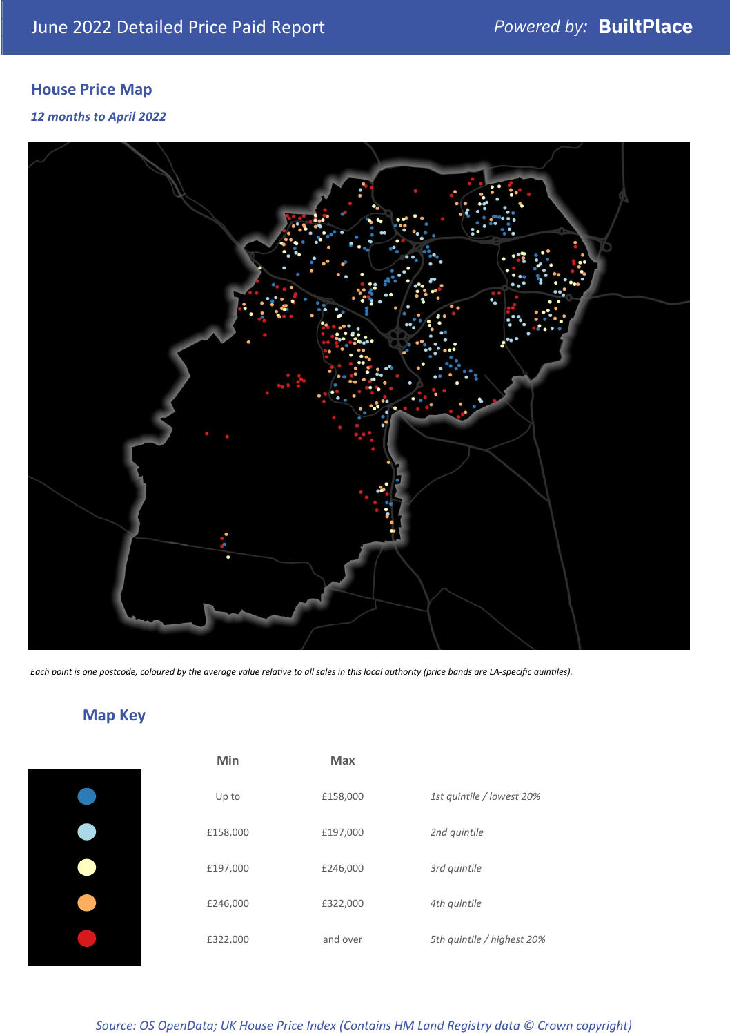## House Price Map

*12 months to April 2022*

*Each point is one postcode, coloured by the average value relative to all sales in this local authority (price bands are LA-specific quintiles).*

## Map Key

| | Min | Max | |
|---|---|---|---|
| ● | Up to | £158,000 | *1st quintile / lowest 20%* |
| ● | £158,000 | £197,000 | *2nd quintile* |
| ● | £197,000 | £246,000 | *3rd quintile* |
| ● | £246,000 | £322,000 | *4th quintile* |
| ● | £322,000 | and over | *5th quintile / highest 20%* |

*Source: OS OpenData; UK House Price Index (Contains HM Land Registry data © Crown copyright)*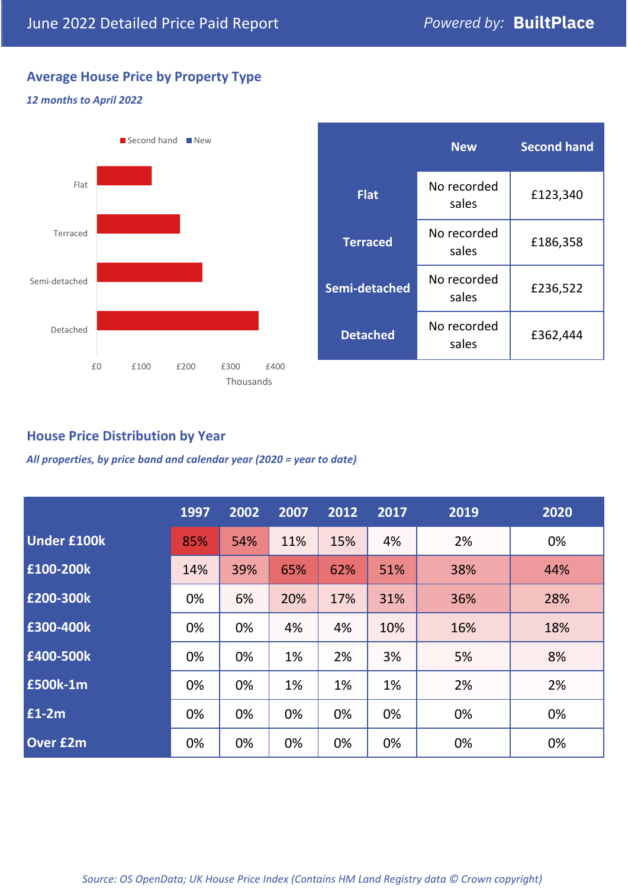June 2022 Detailed Price Paid Report — Powered by: **BuiltPlace**

## Average House Price by Property Type

*12 months to April 2022*

| | New | Second hand |
|---|---|---|
| **Flat** | No recorded sales | £123,340 |
| **Terraced** | No recorded sales | £186,358 |
| **Semi-detached** | No recorded sales | £236,522 |
| **Detached** | No recorded sales | £362,444 |

## House Price Distribution by Year

*All properties, by price band and calendar year (2020 = year to date)*

| | 1997 | 2002 | 2007 | 2012 | 2017 | 2019 | 2020 |
|---|---|---|---|---|---|---|---|
| **Under £100k** | 85% | 54% | 11% | 15% | 4% | 2% | 0% |
| **£100-200k** | 14% | 39% | 65% | 62% | 51% | 38% | 44% |
| **£200-300k** | 0% | 6% | 20% | 17% | 31% | 36% | 28% |
| **£300-400k** | 0% | 0% | 4% | 4% | 10% | 16% | 18% |
| **£400-500k** | 0% | 0% | 1% | 2% | 3% | 5% | 8% |
| **£500k-1m** | 0% | 0% | 1% | 1% | 1% | 2% | 2% |
| **£1-2m** | 0% | 0% | 0% | 0% | 0% | 0% | 0% |
| **Over £2m** | 0% | 0% | 0% | 0% | 0% | 0% | 0% |

*Source: OS OpenData; UK House Price Index (Contains HM Land Registry data © Crown copyright)*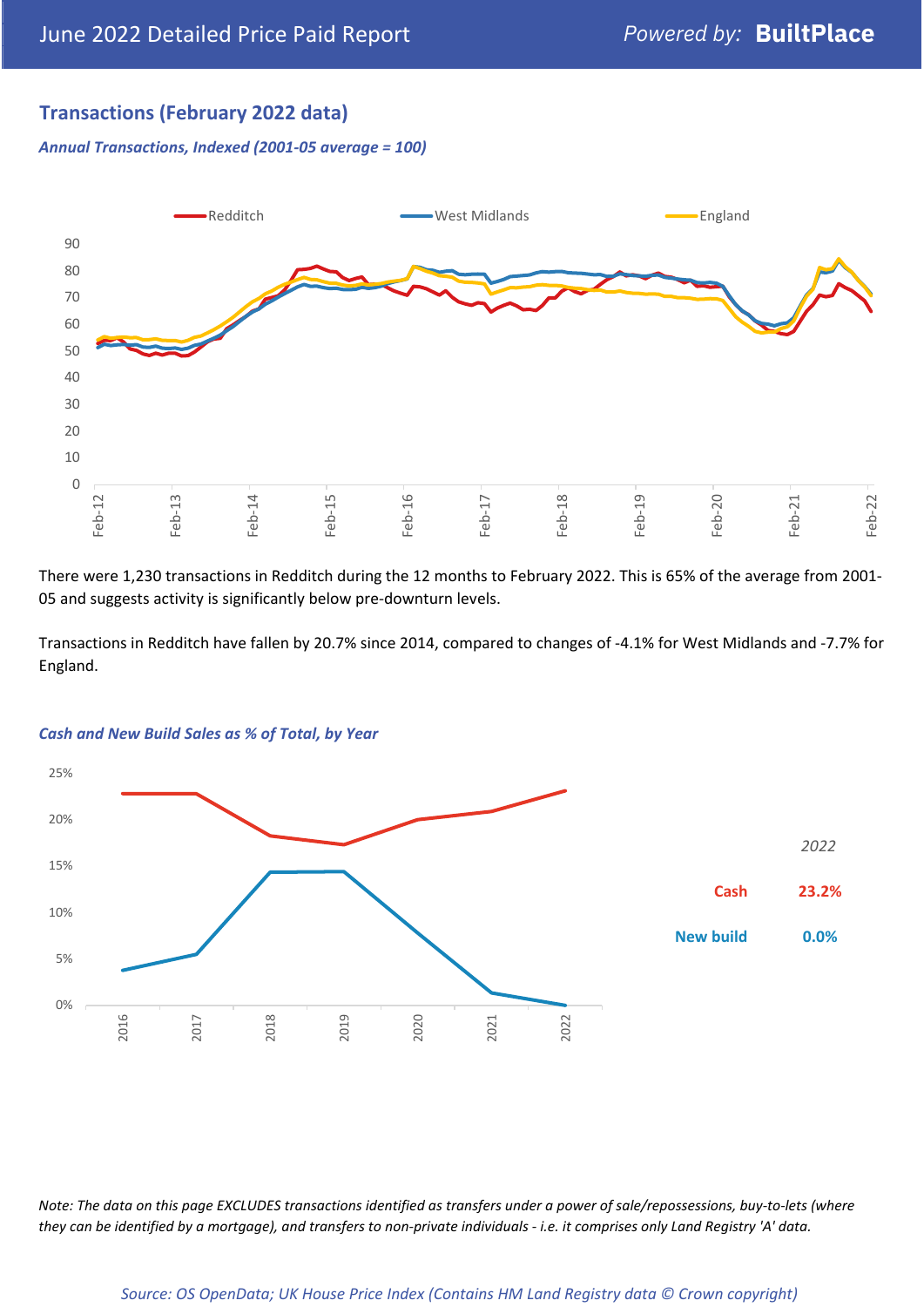## Transactions (February 2022 data)

*Annual Transactions, Indexed (2001-05 average = 100)*

There were 1,230 transactions in Redditch during the 12 months to February 2022. This is 65% of the average from 2001-05 and suggests activity is significantly below pre-downturn levels.

Transactions in Redditch have fallen by 20.7% since 2014, compared to changes of -4.1% for West Midlands and -7.7% for England.

*Cash and New Build Sales as % of Total, by Year*

| 2022 | |
|---|---|
| Cash | 23.2% |
| New build | 0.0% |

*Note: The data on this page EXCLUDES transactions identified as transfers under a power of sale/repossessions, buy-to-lets (where they can be identified by a mortgage), and transfers to non-private individuals - i.e. it comprises only Land Registry 'A' data.*

*Source: OS OpenData; UK House Price Index (Contains HM Land Registry data © Crown copyright)*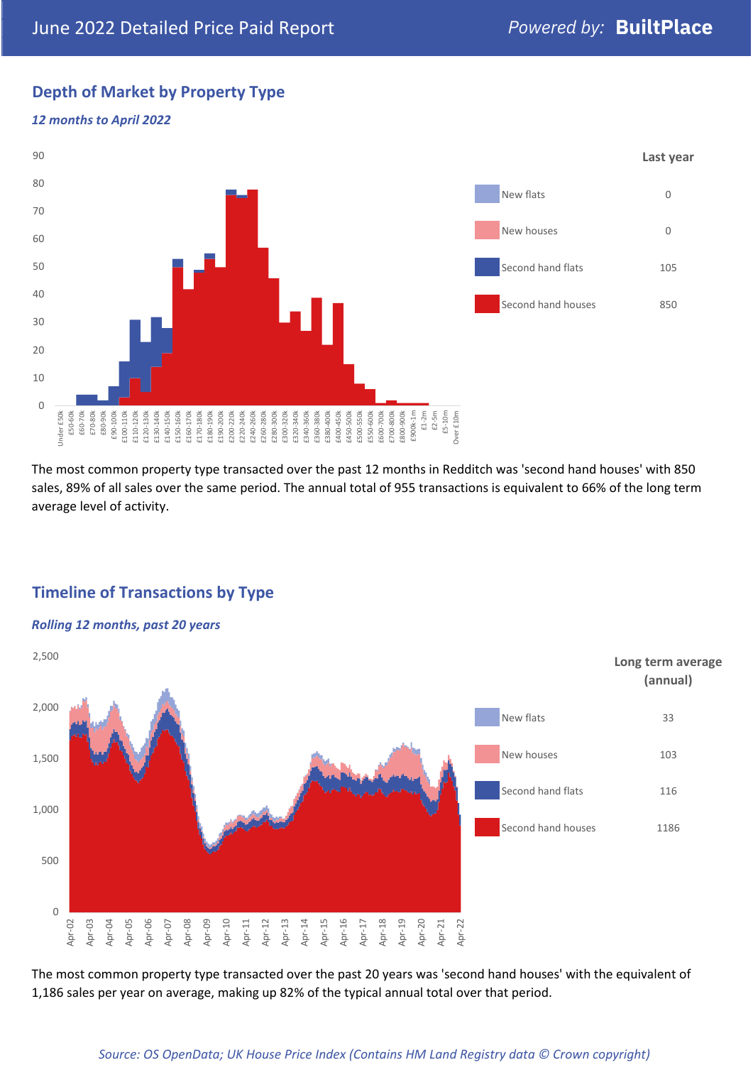June 2022 Detailed Price Paid Report

Powered by: **BuiltPlace**

## Depth of Market by Property Type

*12 months to April 2022*

90
80
70
60
50
40
30
20
10
0

Under £50k, £50-60k, £60-70k, £70-80k, £80-90k, £90-100k, £100-110k, £110-120k, £120-130k, £130-140k, £140-150k, £150-160k, £160-170k, £170-180k, £180-190k, £190-200k, £200-220k, £220-240k, £240-260k, £260-280k, £280-300k, £300-320k, £320-340k, £340-360k, £360-380k, £380-400k, £400-450k, £450-500k, £500-550k, £550-600k, £600-700k, £700-800k, £800-900k, £900k-1m, £1-2m, £2-5m, £5-10m, Over £10m

Last year

New flats 0

New houses 0

Second hand flats 105

Second hand houses 850

The most common property type transacted over the past 12 months in Redditch was 'second hand houses' with 850 sales, 89% of all sales over the same period. The annual total of 955 transactions is equivalent to 66% of the long term average level of activity.

## Timeline of Transactions by Type

*Rolling 12 months, past 20 years*

2,500
2,000
1,500
1,000
500
0

Apr-02, Apr-03, Apr-04, Apr-05, Apr-06, Apr-07, Apr-08, Apr-09, Apr-10, Apr-11, Apr-12, Apr-13, Apr-14, Apr-15, Apr-16, Apr-17, Apr-18, Apr-19, Apr-20, Apr-21, Apr-22

Long term average (annual)

New flats 33

New houses 103

Second hand flats 116

Second hand houses 1186

The most common property type transacted over the past 20 years was 'second hand houses' with the equivalent of 1,186 sales per year on average, making up 82% of the typical annual total over that period.

*Source: OS OpenData; UK House Price Index (Contains HM Land Registry data © Crown copyright)*